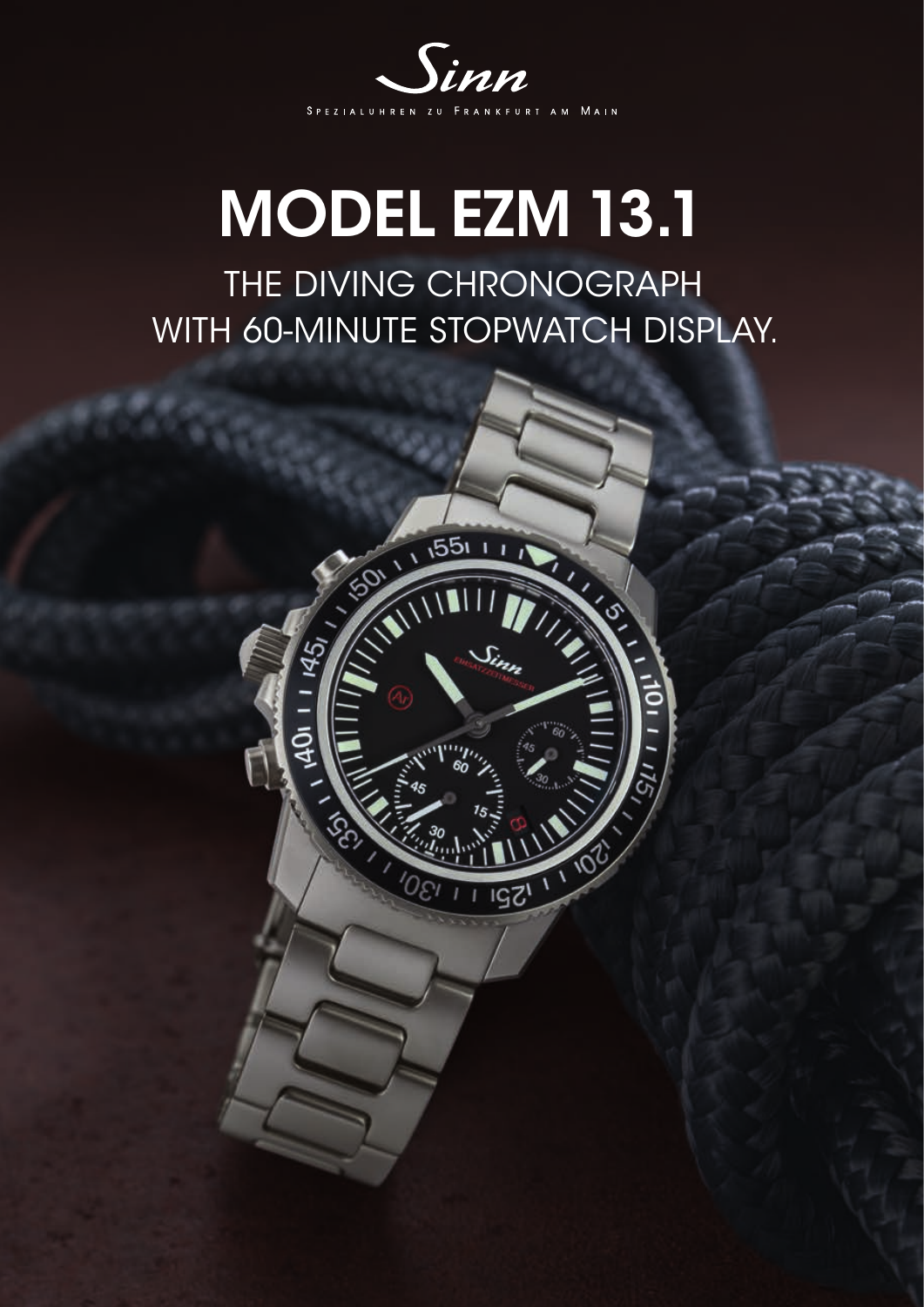Sinn

Spezialuhren zu Frankfurt am Main

# MODEL EZM 13.1

## THE DIVING CHRONOGRAPH WITH 60-MINUTE STOPWATCH DISPLAY.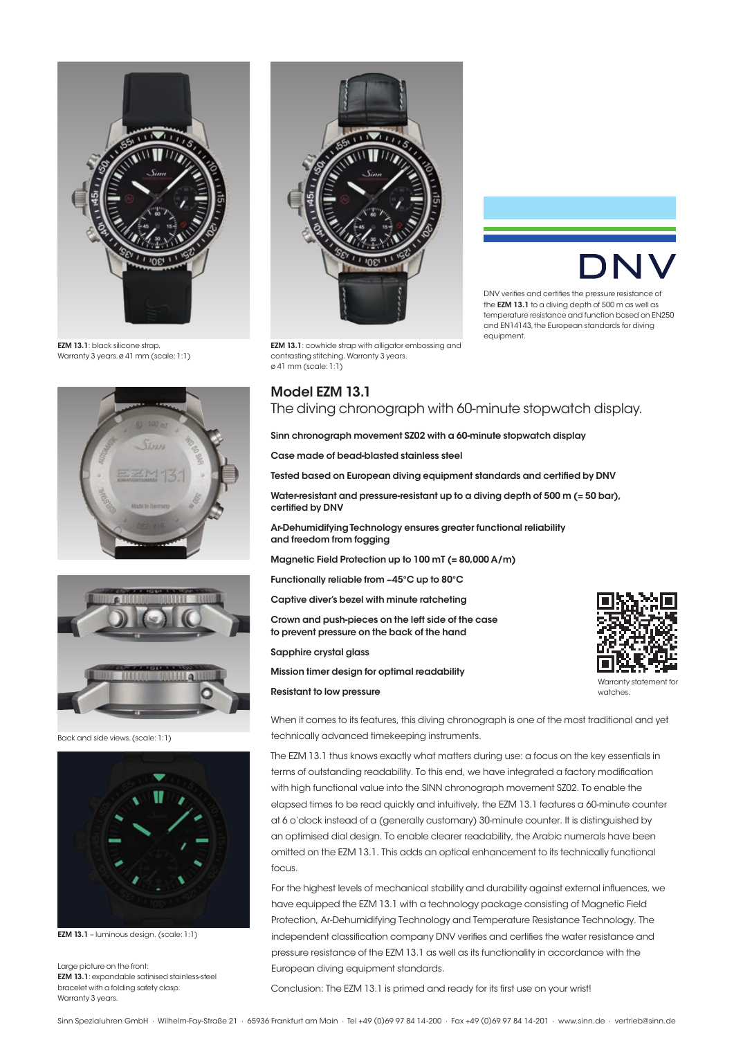**EZM 13.1**: black silicone strap. Warranty 3 years. ø 41 mm (scale: 1:1)

**EZM 13.1**: cowhide strap with alligator embossing and contrasting stitching. Warranty 3 years. ø 41 mm (scale: 1:1)

DNV

DNV verifies and certifies the pressure resistance of the **EZM 13.1** to a diving depth of 500 m as well as temperature resistance and function based on EN250 and EN14143, the European standards for diving equipment.

Back and side views. (scale: 1:1)

**EZM 13.1** – luminous design. (scale: 1:1)

Large picture on the front:
**EZM 13.1**: expandable satinised stainless-steel bracelet with a folding safety clasp.
Warranty 3 years.

## Model EZM 13.1

The diving chronograph with 60-minute stopwatch display.

**Sinn chronograph movement SZ02 with a 60-minute stopwatch display**

**Case made of bead-blasted stainless steel**

**Tested based on European diving equipment standards and certified by DNV**

**Water-resistant and pressure-resistant up to a diving depth of 500 m (= 50 bar), certified by DNV**

**Ar-Dehumidifying Technology ensures greater functional reliability and freedom from fogging**

**Magnetic Field Protection up to 100 mT (= 80,000 A/m)**

**Functionally reliable from −45°C up to 80°C**

**Captive diver's bezel with minute ratcheting**

**Crown and push-pieces on the left side of the case to prevent pressure on the back of the hand**

**Sapphire crystal glass**

**Mission timer design for optimal readability**

**Resistant to low pressure**

Warranty statement for watches.

When it comes to its features, this diving chronograph is one of the most traditional and yet technically advanced timekeeping instruments.

The EZM 13.1 thus knows exactly what matters during use: a focus on the key essentials in terms of outstanding readability. To this end, we have integrated a factory modification with high functional value into the SINN chronograph movement SZ02. To enable the elapsed times to be read quickly and intuitively, the EZM 13.1 features a 60-minute counter at 6 o'clock instead of a (generally customary) 30-minute counter. It is distinguished by an optimised dial design. To enable clearer readability, the Arabic numerals have been omitted on the EZM 13.1. This adds an optical enhancement to its technically functional focus.

For the highest levels of mechanical stability and durability against external influences, we have equipped the EZM 13.1 with a technology package consisting of Magnetic Field Protection, Ar-Dehumidifying Technology and Temperature Resistance Technology. The independent classification company DNV verifies and certifies the water resistance and pressure resistance of the EZM 13.1 as well as its functionality in accordance with the European diving equipment standards.

Conclusion: The EZM 13.1 is primed and ready for its first use on your wrist!

Sinn Spezialuhren GmbH · Wilhelm-Fay-Straße 21 · 65936 Frankfurt am Main · Tel +49 (0)69 97 84 14-200 · Fax +49 (0)69 97 84 14-201 · www.sinn.de · vertrieb@sinn.de